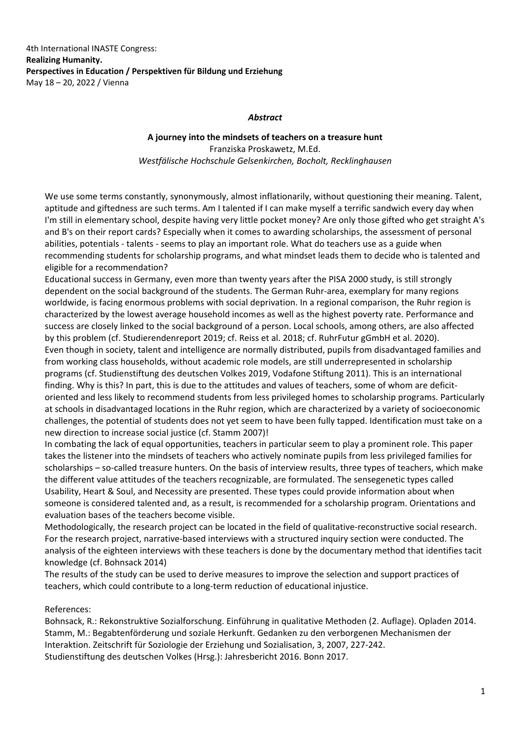4th International INASTE Congress:
**Realizing Humanity.**
**Perspectives in Education / Perspektiven für Bildung und Erziehung**
May 18 – 20, 2022 / Vienna

***Abstract***

**A journey into the mindsets of teachers on a treasure hunt**
Franziska Proskawetz, M.Ed.
*Westfälische Hochschule Gelsenkirchen, Bocholt, Recklinghausen*

We use some terms constantly, synonymously, almost inflationarily, without questioning their meaning. Talent, aptitude and giftedness are such terms. Am I talented if I can make myself a terrific sandwich every day when I'm still in elementary school, despite having very little pocket money? Are only those gifted who get straight A's and B's on their report cards? Especially when it comes to awarding scholarships, the assessment of personal abilities, potentials - talents - seems to play an important role. What do teachers use as a guide when recommending students for scholarship programs, and what mindset leads them to decide who is talented and eligible for a recommendation?

Educational success in Germany, even more than twenty years after the PISA 2000 study, is still strongly dependent on the social background of the students. The German Ruhr-area, exemplary for many regions worldwide, is facing enormous problems with social deprivation. In a regional comparison, the Ruhr region is characterized by the lowest average household incomes as well as the highest poverty rate. Performance and success are closely linked to the social background of a person. Local schools, among others, are also affected by this problem (cf. Studierendenreport 2019; cf. Reiss et al. 2018; cf. RuhrFutur gGmbH et al. 2020).

Even though in society, talent and intelligence are normally distributed, pupils from disadvantaged families and from working class households, without academic role models, are still underrepresented in scholarship programs (cf. Studienstiftung des deutschen Volkes 2019, Vodafone Stiftung 2011). This is an international finding. Why is this? In part, this is due to the attitudes and values of teachers, some of whom are deficit-oriented and less likely to recommend students from less privileged homes to scholarship programs. Particularly at schools in disadvantaged locations in the Ruhr region, which are characterized by a variety of socioeconomic challenges, the potential of students does not yet seem to have been fully tapped. Identification must take on a new direction to increase social justice (cf. Stamm 2007)!

In combating the lack of equal opportunities, teachers in particular seem to play a prominent role. This paper takes the listener into the mindsets of teachers who actively nominate pupils from less privileged families for scholarships – so-called treasure hunters. On the basis of interview results, three types of teachers, which make the different value attitudes of the teachers recognizable, are formulated. The sensegenetic types called Usability, Heart & Soul, and Necessity are presented. These types could provide information about when someone is considered talented and, as a result, is recommended for a scholarship program. Orientations and evaluation bases of the teachers become visible.

Methodologically, the research project can be located in the field of qualitative-reconstructive social research. For the research project, narrative-based interviews with a structured inquiry section were conducted. The analysis of the eighteen interviews with these teachers is done by the documentary method that identifies tacit knowledge (cf. Bohnsack 2014)

The results of the study can be used to derive measures to improve the selection and support practices of teachers, which could contribute to a long-term reduction of educational injustice.

References:
Bohnsack, R.: Rekonstruktive Sozialforschung. Einführung in qualitative Methoden (2. Auflage). Opladen 2014.
Stamm, M.: Begabtenförderung und soziale Herkunft. Gedanken zu den verborgenen Mechanismen der Interaktion. Zeitschrift für Soziologie der Erziehung und Sozialisation, 3, 2007, 227-242.
Studienstiftung des deutschen Volkes (Hrsg.): Jahresbericht 2016. Bonn 2017.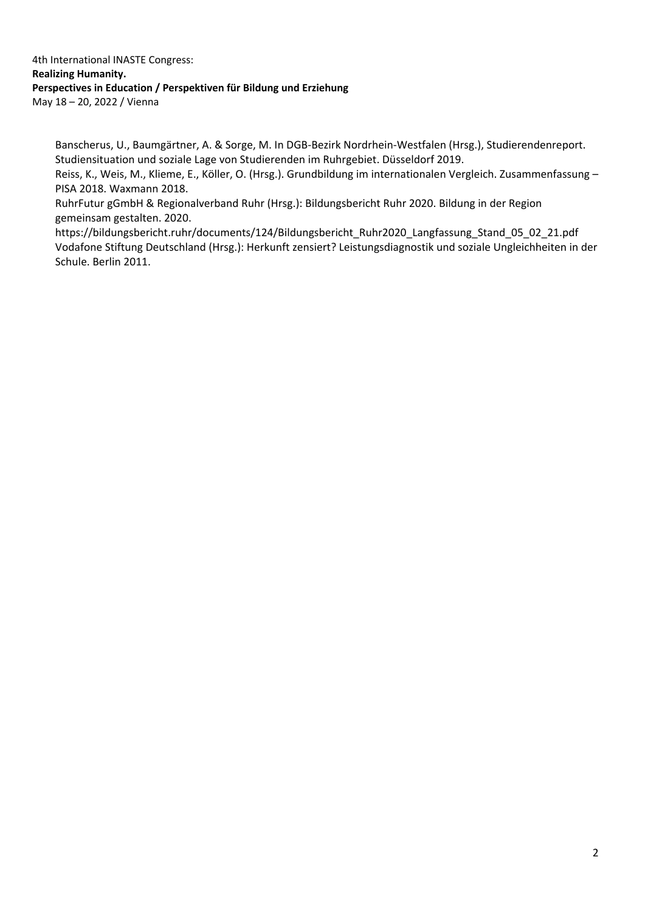Banscherus, U., Baumgärtner, A. & Sorge, M. In DGB-Bezirk Nordrhein-Westfalen (Hrsg.), Studierendenreport. Studiensituation und soziale Lage von Studierenden im Ruhrgebiet. Düsseldorf 2019.

Reiss, K., Weis, M., Klieme, E., Köller, O. (Hrsg.). Grundbildung im internationalen Vergleich. Zusammenfassung – PISA 2018. Waxmann 2018.

RuhrFutur gGmbH & Regionalverband Ruhr (Hrsg.): Bildungsbericht Ruhr 2020. Bildung in der Region gemeinsam gestalten. 2020.

https://bildungsbericht.ruhr/documents/124/Bildungsbericht_Ruhr2020_Langfassung_Stand_05_02_21.pdf

Vodafone Stiftung Deutschland (Hrsg.): Herkunft zensiert? Leistungsdiagnostik und soziale Ungleichheiten in der Schule. Berlin 2011.